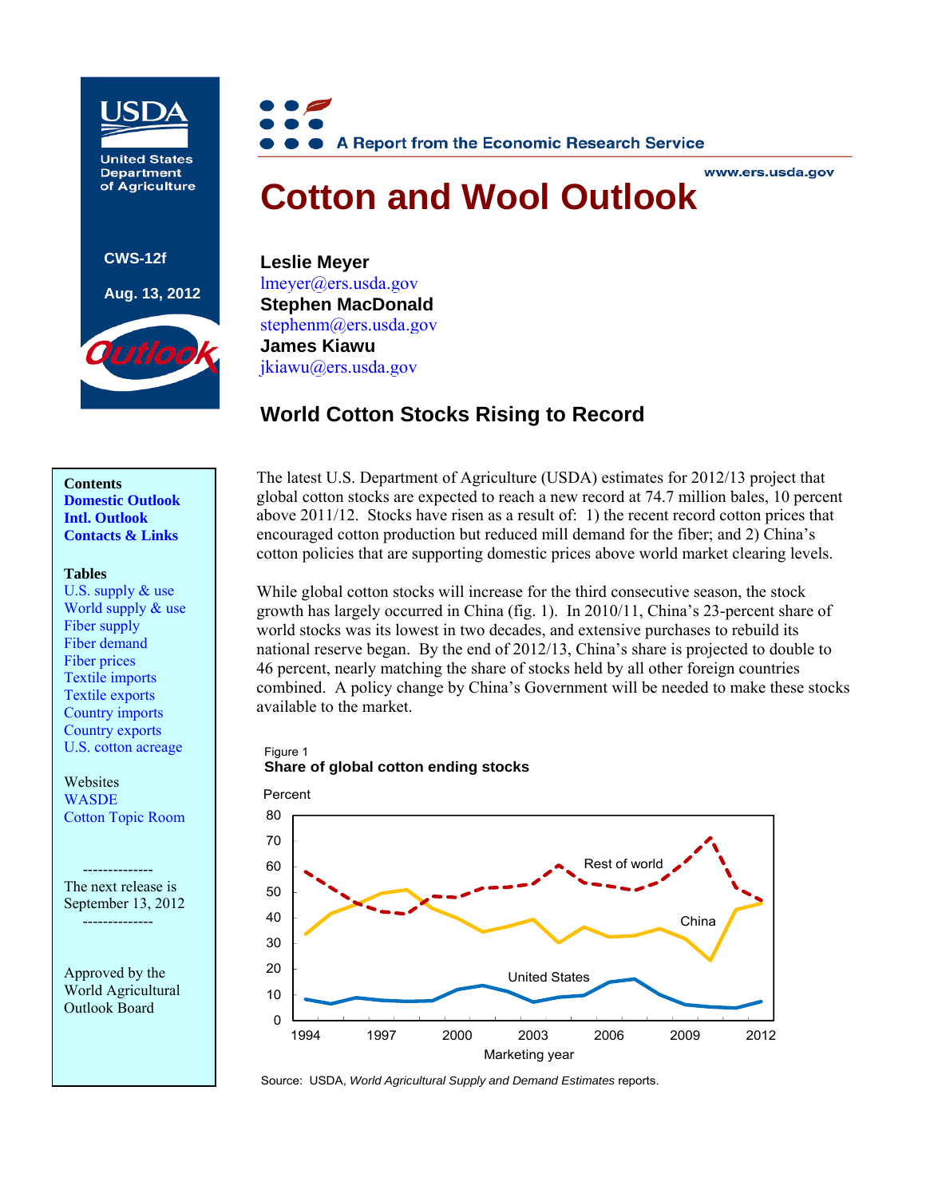United States Department of Agriculture

CWS-12f

Aug. 13, 2012

A Report from the Economic Research Service

www.ers.usda.gov

# Cotton and Wool Outlook

**Leslie Meyer**
lmeyer@ers.usda.gov
**Stephen MacDonald**
stephenm@ers.usda.gov
**James Kiawu**
jkiawu@ers.usda.gov

## World Cotton Stocks Rising to Record

**Contents**
**Domestic Outlook**
**Intl. Outlook**
**Contacts & Links**

**Tables**
U.S. supply & use
World supply & use
Fiber supply
Fiber demand
Fiber prices
Textile imports
Textile exports
Country imports
Country exports
U.S. cotton acreage

Websites
WASDE
Cotton Topic Room

--------------
The next release is September 13, 2012
--------------

Approved by the World Agricultural Outlook Board

The latest U.S. Department of Agriculture (USDA) estimates for 2012/13 project that global cotton stocks are expected to reach a new record at 74.7 million bales, 10 percent above 2011/12. Stocks have risen as a result of: 1) the recent record cotton prices that encouraged cotton production but reduced mill demand for the fiber; and 2) China's cotton policies that are supporting domestic prices above world market clearing levels.

While global cotton stocks will increase for the third consecutive season, the stock growth has largely occurred in China (fig. 1). In 2010/11, China's 23-percent share of world stocks was its lowest in two decades, and extensive purchases to rebuild its national reserve began. By the end of 2012/13, China's share is projected to double to 46 percent, nearly matching the share of stocks held by all other foreign countries combined. A policy change by China's Government will be needed to make these stocks available to the market.

Figure 1
**Share of global cotton ending stocks**

Source: USDA, *World Agricultural Supply and Demand Estimates* reports.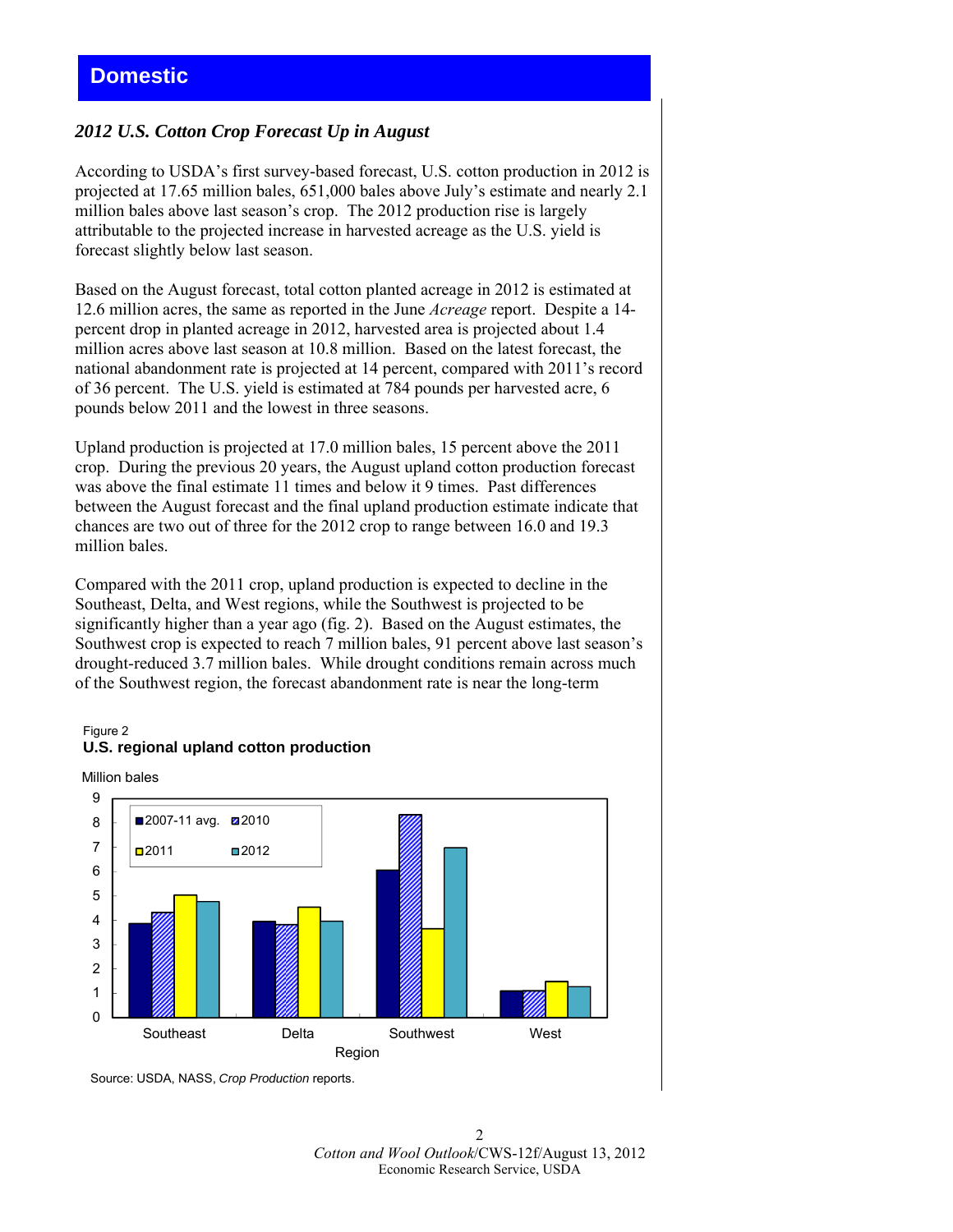# Domestic

### *2012 U.S. Cotton Crop Forecast Up in August*

According to USDA's first survey-based forecast, U.S. cotton production in 2012 is projected at 17.65 million bales, 651,000 bales above July's estimate and nearly 2.1 million bales above last season's crop. The 2012 production rise is largely attributable to the projected increase in harvested acreage as the U.S. yield is forecast slightly below last season.

Based on the August forecast, total cotton planted acreage in 2012 is estimated at 12.6 million acres, the same as reported in the June *Acreage* report. Despite a 14-percent drop in planted acreage in 2012, harvested area is projected about 1.4 million acres above last season at 10.8 million. Based on the latest forecast, the national abandonment rate is projected at 14 percent, compared with 2011's record of 36 percent. The U.S. yield is estimated at 784 pounds per harvested acre, 6 pounds below 2011 and the lowest in three seasons.

Upland production is projected at 17.0 million bales, 15 percent above the 2011 crop. During the previous 20 years, the August upland cotton production forecast was above the final estimate 11 times and below it 9 times. Past differences between the August forecast and the final upland production estimate indicate that chances are two out of three for the 2012 crop to range between 16.0 and 19.3 million bales.

Compared with the 2011 crop, upland production is expected to decline in the Southeast, Delta, and West regions, while the Southwest is projected to be significantly higher than a year ago (fig. 2). Based on the August estimates, the Southwest crop is expected to reach 7 million bales, 91 percent above last season's drought-reduced 3.7 million bales. While drought conditions remain across much of the Southwest region, the forecast abandonment rate is near the long-term

Figure 2
**U.S. regional upland cotton production**

Source: USDA, NASS, *Crop Production* reports.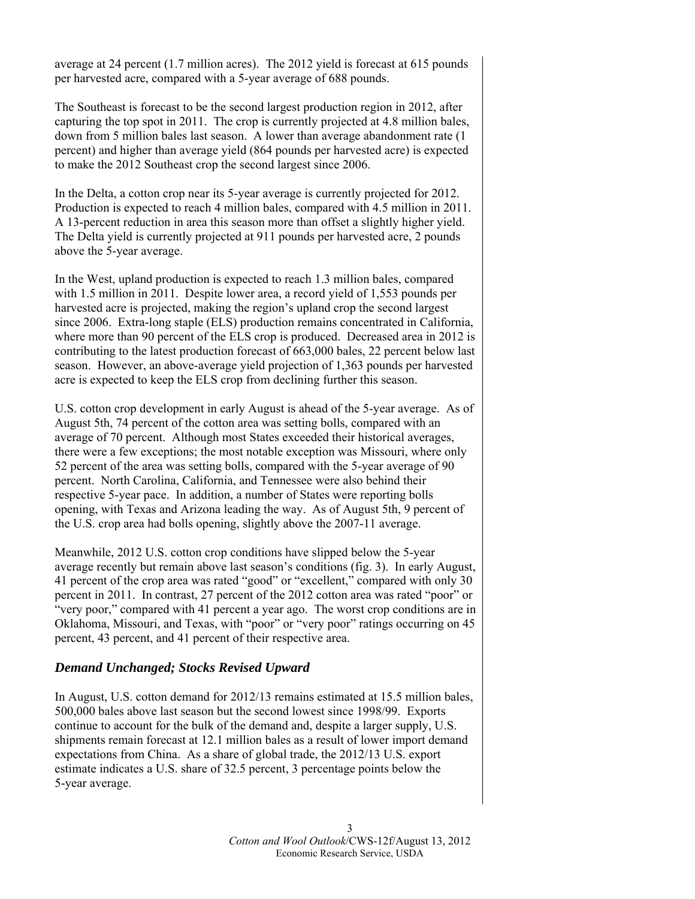average at 24 percent (1.7 million acres). The 2012 yield is forecast at 615 pounds per harvested acre, compared with a 5-year average of 688 pounds.

The Southeast is forecast to be the second largest production region in 2012, after capturing the top spot in 2011. The crop is currently projected at 4.8 million bales, down from 5 million bales last season. A lower than average abandonment rate (1 percent) and higher than average yield (864 pounds per harvested acre) is expected to make the 2012 Southeast crop the second largest since 2006.

In the Delta, a cotton crop near its 5-year average is currently projected for 2012. Production is expected to reach 4 million bales, compared with 4.5 million in 2011. A 13-percent reduction in area this season more than offset a slightly higher yield. The Delta yield is currently projected at 911 pounds per harvested acre, 2 pounds above the 5-year average.

In the West, upland production is expected to reach 1.3 million bales, compared with 1.5 million in 2011. Despite lower area, a record yield of 1,553 pounds per harvested acre is projected, making the region's upland crop the second largest since 2006. Extra-long staple (ELS) production remains concentrated in California, where more than 90 percent of the ELS crop is produced. Decreased area in 2012 is contributing to the latest production forecast of 663,000 bales, 22 percent below last season. However, an above-average yield projection of 1,363 pounds per harvested acre is expected to keep the ELS crop from declining further this season.

U.S. cotton crop development in early August is ahead of the 5-year average. As of August 5th, 74 percent of the cotton area was setting bolls, compared with an average of 70 percent. Although most States exceeded their historical averages, there were a few exceptions; the most notable exception was Missouri, where only 52 percent of the area was setting bolls, compared with the 5-year average of 90 percent. North Carolina, California, and Tennessee were also behind their respective 5-year pace. In addition, a number of States were reporting bolls opening, with Texas and Arizona leading the way. As of August 5th, 9 percent of the U.S. crop area had bolls opening, slightly above the 2007-11 average.

Meanwhile, 2012 U.S. cotton crop conditions have slipped below the 5-year average recently but remain above last season's conditions (fig. 3). In early August, 41 percent of the crop area was rated "good" or "excellent," compared with only 30 percent in 2011. In contrast, 27 percent of the 2012 cotton area was rated "poor" or "very poor," compared with 41 percent a year ago. The worst crop conditions are in Oklahoma, Missouri, and Texas, with "poor" or "very poor" ratings occurring on 45 percent, 43 percent, and 41 percent of their respective area.

## *Demand Unchanged; Stocks Revised Upward*

In August, U.S. cotton demand for 2012/13 remains estimated at 15.5 million bales, 500,000 bales above last season but the second lowest since 1998/99. Exports continue to account for the bulk of the demand and, despite a larger supply, U.S. shipments remain forecast at 12.1 million bales as a result of lower import demand expectations from China. As a share of global trade, the 2012/13 U.S. export estimate indicates a U.S. share of 32.5 percent, 3 percentage points below the 5-year average.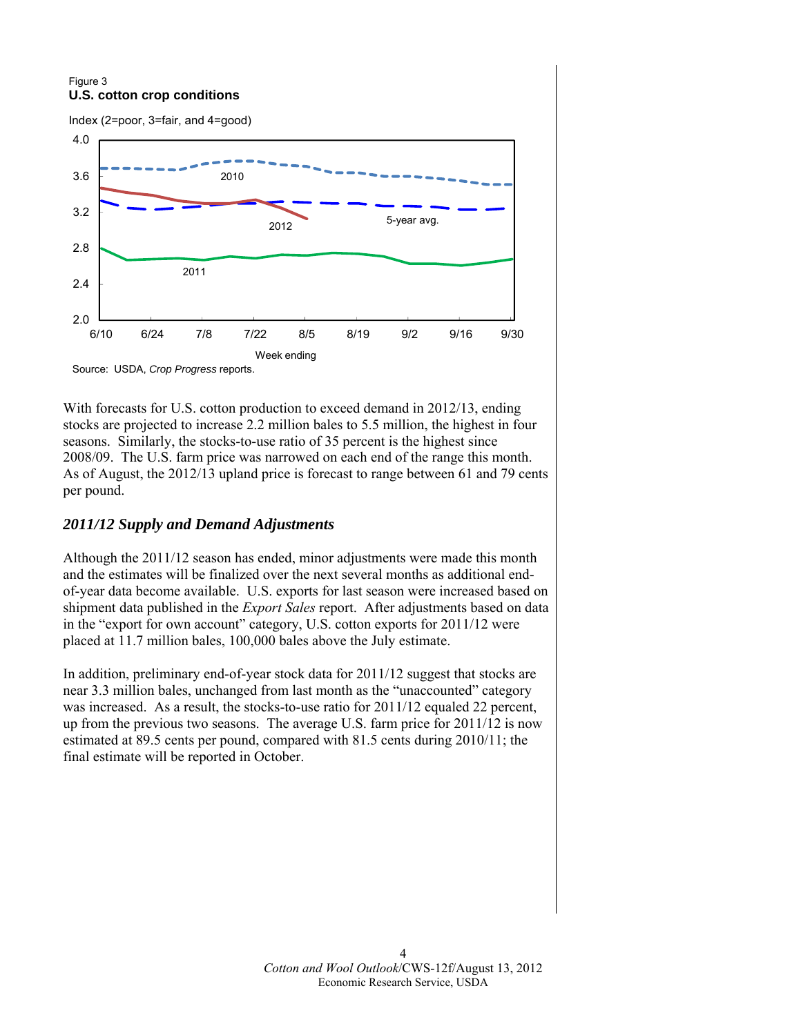Figure 3
**U.S. cotton crop conditions**

Index (2=poor, 3=fair, and 4=good)

Source: USDA, *Crop Progress* reports.

With forecasts for U.S. cotton production to exceed demand in 2012/13, ending stocks are projected to increase 2.2 million bales to 5.5 million, the highest in four seasons. Similarly, the stocks-to-use ratio of 35 percent is the highest since 2008/09. The U.S. farm price was narrowed on each end of the range this month. As of August, the 2012/13 upland price is forecast to range between 61 and 79 cents per pound.

### *2011/12 Supply and Demand Adjustments*

Although the 2011/12 season has ended, minor adjustments were made this month and the estimates will be finalized over the next several months as additional end-of-year data become available. U.S. exports for last season were increased based on shipment data published in the *Export Sales* report. After adjustments based on data in the "export for own account" category, U.S. cotton exports for 2011/12 were placed at 11.7 million bales, 100,000 bales above the July estimate.

In addition, preliminary end-of-year stock data for 2011/12 suggest that stocks are near 3.3 million bales, unchanged from last month as the "unaccounted" category was increased. As a result, the stocks-to-use ratio for 2011/12 equaled 22 percent, up from the previous two seasons. The average U.S. farm price for 2011/12 is now estimated at 89.5 cents per pound, compared with 81.5 cents during 2010/11; the final estimate will be reported in October.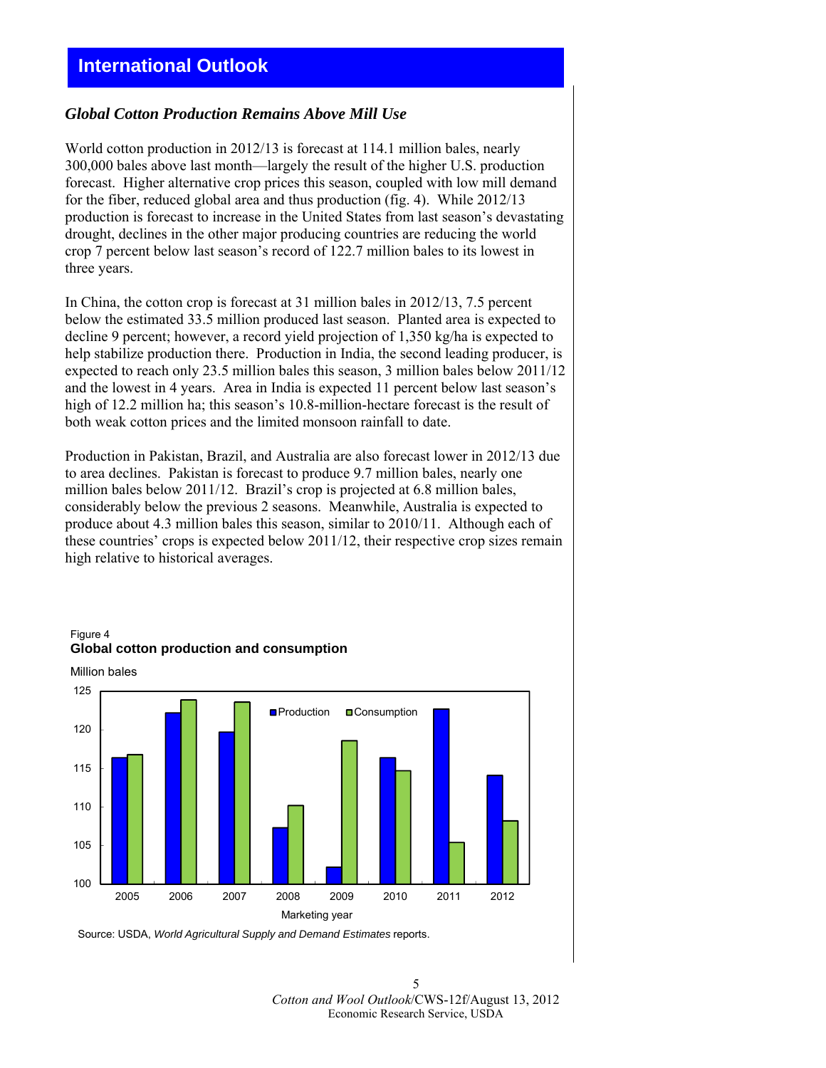## International Outlook

### *Global Cotton Production Remains Above Mill Use*

World cotton production in 2012/13 is forecast at 114.1 million bales, nearly 300,000 bales above last month—largely the result of the higher U.S. production forecast. Higher alternative crop prices this season, coupled with low mill demand for the fiber, reduced global area and thus production (fig. 4). While 2012/13 production is forecast to increase in the United States from last season's devastating drought, declines in the other major producing countries are reducing the world crop 7 percent below last season's record of 122.7 million bales to its lowest in three years.

In China, the cotton crop is forecast at 31 million bales in 2012/13, 7.5 percent below the estimated 33.5 million produced last season. Planted area is expected to decline 9 percent; however, a record yield projection of 1,350 kg/ha is expected to help stabilize production there. Production in India, the second leading producer, is expected to reach only 23.5 million bales this season, 3 million bales below 2011/12 and the lowest in 4 years. Area in India is expected 11 percent below last season's high of 12.2 million ha; this season's 10.8-million-hectare forecast is the result of both weak cotton prices and the limited monsoon rainfall to date.

Production in Pakistan, Brazil, and Australia are also forecast lower in 2012/13 due to area declines. Pakistan is forecast to produce 9.7 million bales, nearly one million bales below 2011/12. Brazil's crop is projected at 6.8 million bales, considerably below the previous 2 seasons. Meanwhile, Australia is expected to produce about 4.3 million bales this season, similar to 2010/11. Although each of these countries' crops is expected below 2011/12, their respective crop sizes remain high relative to historical averages.

Figure 4
**Global cotton production and consumption**

Source: USDA, *World Agricultural Supply and Demand Estimates* reports.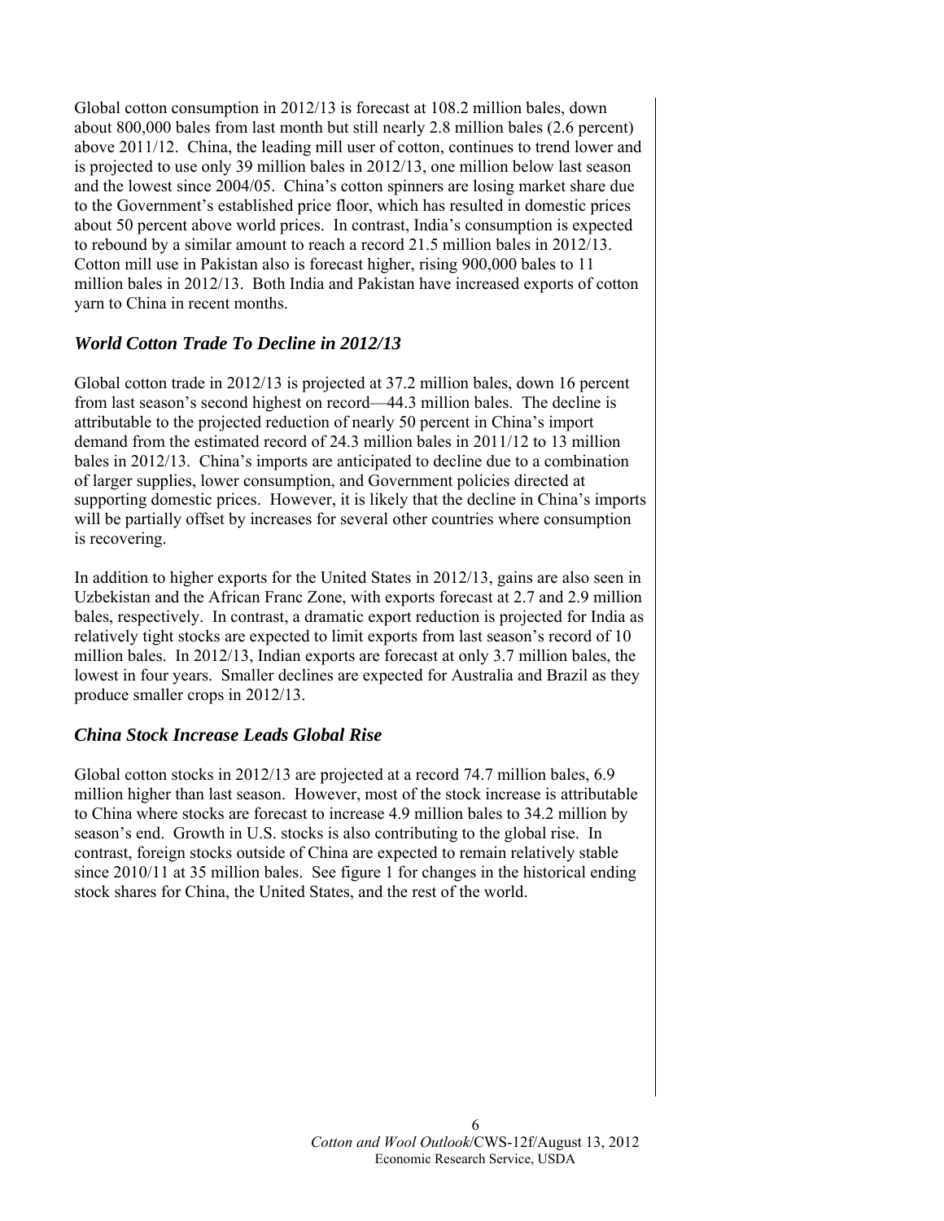Global cotton consumption in 2012/13 is forecast at 108.2 million bales, down about 800,000 bales from last month but still nearly 2.8 million bales (2.6 percent) above 2011/12. China, the leading mill user of cotton, continues to trend lower and is projected to use only 39 million bales in 2012/13, one million below last season and the lowest since 2004/05. China's cotton spinners are losing market share due to the Government's established price floor, which has resulted in domestic prices about 50 percent above world prices. In contrast, India's consumption is expected to rebound by a similar amount to reach a record 21.5 million bales in 2012/13. Cotton mill use in Pakistan also is forecast higher, rising 900,000 bales to 11 million bales in 2012/13. Both India and Pakistan have increased exports of cotton yarn to China in recent months.

## *World Cotton Trade To Decline in 2012/13*

Global cotton trade in 2012/13 is projected at 37.2 million bales, down 16 percent from last season's second highest on record—44.3 million bales. The decline is attributable to the projected reduction of nearly 50 percent in China's import demand from the estimated record of 24.3 million bales in 2011/12 to 13 million bales in 2012/13. China's imports are anticipated to decline due to a combination of larger supplies, lower consumption, and Government policies directed at supporting domestic prices. However, it is likely that the decline in China's imports will be partially offset by increases for several other countries where consumption is recovering.

In addition to higher exports for the United States in 2012/13, gains are also seen in Uzbekistan and the African Franc Zone, with exports forecast at 2.7 and 2.9 million bales, respectively. In contrast, a dramatic export reduction is projected for India as relatively tight stocks are expected to limit exports from last season's record of 10 million bales. In 2012/13, Indian exports are forecast at only 3.7 million bales, the lowest in four years. Smaller declines are expected for Australia and Brazil as they produce smaller crops in 2012/13.

## *China Stock Increase Leads Global Rise*

Global cotton stocks in 2012/13 are projected at a record 74.7 million bales, 6.9 million higher than last season. However, most of the stock increase is attributable to China where stocks are forecast to increase 4.9 million bales to 34.2 million by season's end. Growth in U.S. stocks is also contributing to the global rise. In contrast, foreign stocks outside of China are expected to remain relatively stable since 2010/11 at 35 million bales. See figure 1 for changes in the historical ending stock shares for China, the United States, and the rest of the world.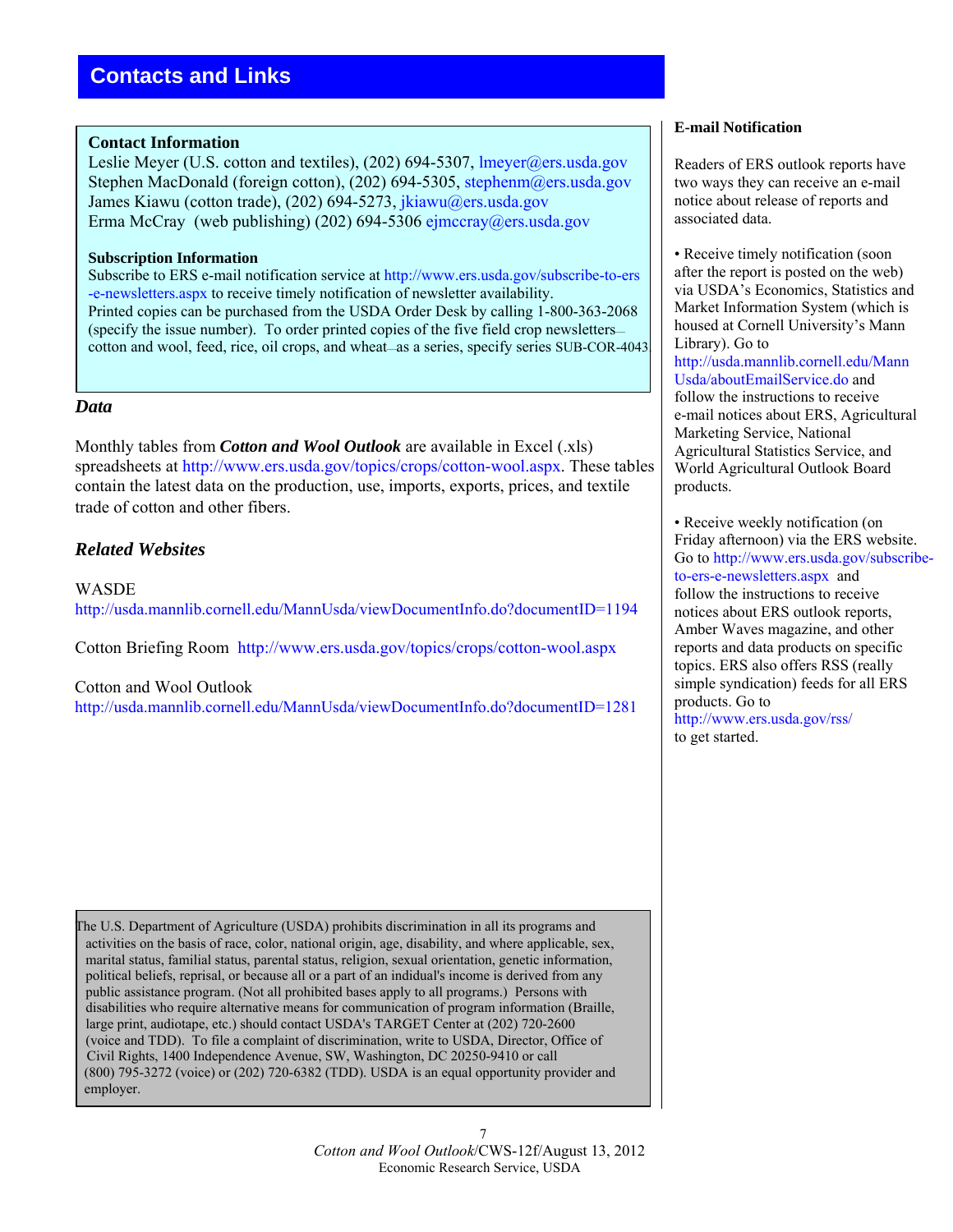## Contacts and Links

### Contact Information

Leslie Meyer (U.S. cotton and textiles), (202) 694-5307, lmeyer@ers.usda.gov
Stephen MacDonald (foreign cotton), (202) 694-5305, stephenm@ers.usda.gov
James Kiawu (cotton trade), (202) 694-5273, jkiawu@ers.usda.gov
Erma McCray (web publishing) (202) 694-5306 ejmccray@ers.usda.gov

#### Subscription Information

Subscribe to ERS e-mail notification service at http://www.ers.usda.gov/subscribe-to-ers-e-newsletters.aspx to receive timely notification of newsletter availability. Printed copies can be purchased from the USDA Order Desk by calling 1-800-363-2068 (specify the issue number). To order printed copies of the five field crop newsletters—cotton and wool, feed, rice, oil crops, and wheat—as a series, specify series SUB-COR-4043.

### *Data*

Monthly tables from ***Cotton and Wool Outlook*** are available in Excel (.xls) spreadsheets at http://www.ers.usda.gov/topics/crops/cotton-wool.aspx. These tables contain the latest data on the production, use, imports, exports, prices, and textile trade of cotton and other fibers.

### *Related Websites*

WASDE
http://usda.mannlib.cornell.edu/MannUsda/viewDocumentInfo.do?documentID=1194

Cotton Briefing Room http://www.ers.usda.gov/topics/crops/cotton-wool.aspx

Cotton and Wool Outlook
http://usda.mannlib.cornell.edu/MannUsda/viewDocumentInfo.do?documentID=1281

The U.S. Department of Agriculture (USDA) prohibits discrimination in all its programs and activities on the basis of race, color, national origin, age, disability, and where applicable, sex, marital status, familial status, parental status, religion, sexual orientation, genetic information, political beliefs, reprisal, or because all or a part of an indidual's income is derived from any public assistance program. (Not all prohibited bases apply to all programs.) Persons with disabilities who require alternative means for communication of program information (Braille, large print, audiotape, etc.) should contact USDA's TARGET Center at (202) 720-2600 (voice and TDD). To file a complaint of discrimination, write to USDA, Director, Office of Civil Rights, 1400 Independence Avenue, SW, Washington, DC 20250-9410 or call (800) 795-3272 (voice) or (202) 720-6382 (TDD). USDA is an equal opportunity provider and employer.

#### E-mail Notification

Readers of ERS outlook reports have two ways they can receive an e-mail notice about release of reports and associated data.

- Receive timely notification (soon after the report is posted on the web) via USDA's Economics, Statistics and Market Information System (which is housed at Cornell University's Mann Library). Go to http://usda.mannlib.cornell.edu/MannUsda/aboutEmailService.do and follow the instructions to receive e-mail notices about ERS, Agricultural Marketing Service, National Agricultural Statistics Service, and World Agricultural Outlook Board products.

- Receive weekly notification (on Friday afternoon) via the ERS website. Go to http://www.ers.usda.gov/subscribe-to-ers-e-newsletters.aspx and follow the instructions to receive notices about ERS outlook reports, Amber Waves magazine, and other reports and data products on specific topics. ERS also offers RSS (really simple syndication) feeds for all ERS products. Go to http://www.ers.usda.gov/rss/ to get started.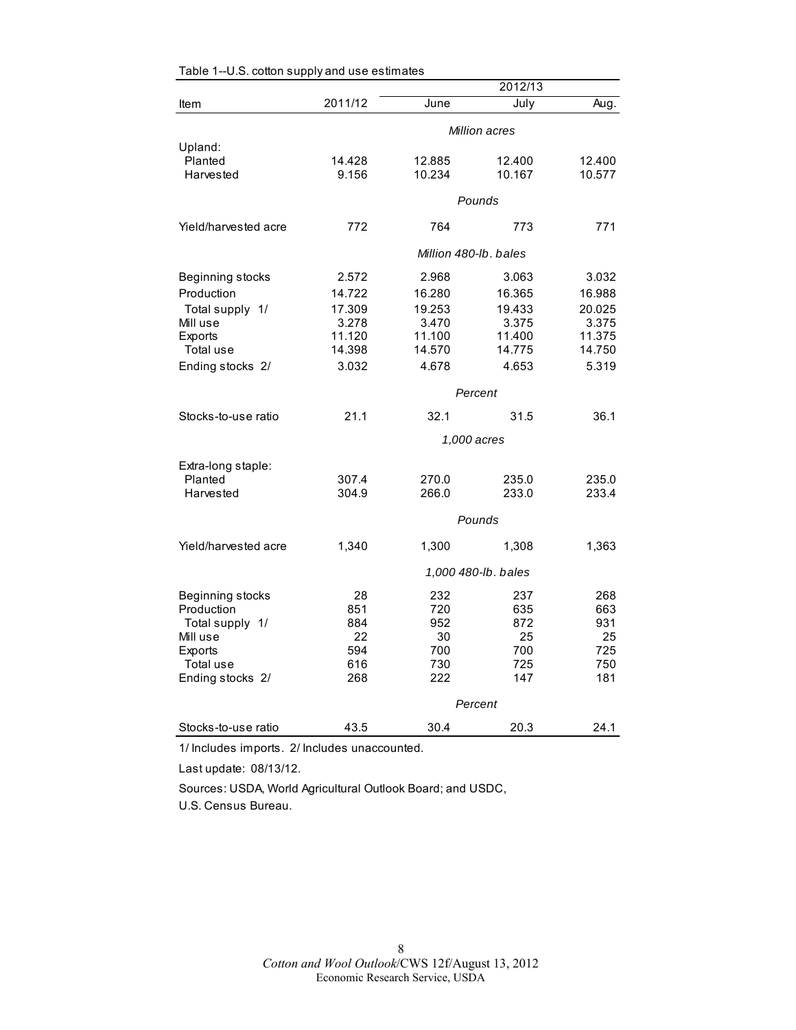Table 1--U.S. cotton supply and use estimates

| Item | 2011/12 | 2012/13 June | 2012/13 July | 2012/13 Aug. |
|---|---|---|---|---|
| | | *Million acres* | | |
| Upland: | | | | |
| Planted | 14.428 | 12.885 | 12.400 | 12.400 |
| Harvested | 9.156 | 10.234 | 10.167 | 10.577 |
| | | *Pounds* | | |
| Yield/harvested acre | 772 | 764 | 773 | 771 |
| | | *Million 480-lb. bales* | | |
| Beginning stocks | 2.572 | 2.968 | 3.063 | 3.032 |
| Production | 14.722 | 16.280 | 16.365 | 16.988 |
| Total supply 1/ | 17.309 | 19.253 | 19.433 | 20.025 |
| Mill use | 3.278 | 3.470 | 3.375 | 3.375 |
| Exports | 11.120 | 11.100 | 11.400 | 11.375 |
| Total use | 14.398 | 14.570 | 14.775 | 14.750 |
| Ending stocks 2/ | 3.032 | 4.678 | 4.653 | 5.319 |
| | | *Percent* | | |
| Stocks-to-use ratio | 21.1 | 32.1 | 31.5 | 36.1 |
| | | *1,000 acres* | | |
| Extra-long staple: | | | | |
| Planted | 307.4 | 270.0 | 235.0 | 235.0 |
| Harvested | 304.9 | 266.0 | 233.0 | 233.4 |
| | | *Pounds* | | |
| Yield/harvested acre | 1,340 | 1,300 | 1,308 | 1,363 |
| | | *1,000 480-lb. bales* | | |
| Beginning stocks | 28 | 232 | 237 | 268 |
| Production | 851 | 720 | 635 | 663 |
| Total supply 1/ | 884 | 952 | 872 | 931 |
| Mill use | 22 | 30 | 25 | 25 |
| Exports | 594 | 700 | 700 | 725 |
| Total use | 616 | 730 | 725 | 750 |
| Ending stocks 2/ | 268 | 222 | 147 | 181 |
| | | *Percent* | | |
| Stocks-to-use ratio | 43.5 | 30.4 | 20.3 | 24.1 |

1/ Includes imports. 2/ Includes unaccounted.

Last update: 08/13/12.

Sources: USDA, World Agricultural Outlook Board; and USDC, U.S. Census Bureau.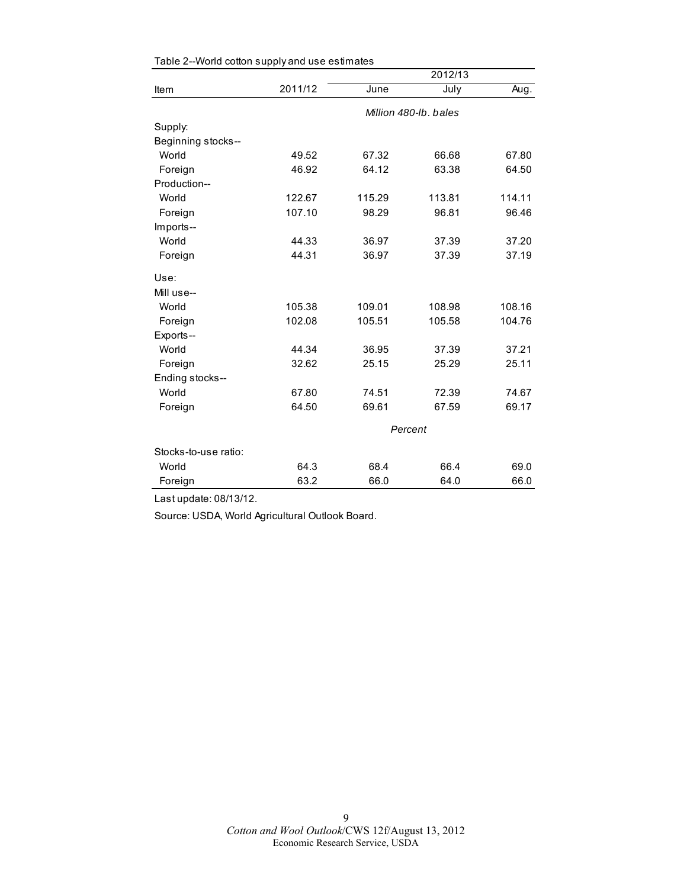Table 2--World cotton supply and use estimates

| Item | 2011/12 | 2012/13 | | |
|---|---|---|---|---|
| | | June | July | Aug. |
| | *Million 480-lb. bales* | | | |
| Supply: | | | | |
| Beginning stocks-- | | | | |
| World | 49.52 | 67.32 | 66.68 | 67.80 |
| Foreign | 46.92 | 64.12 | 63.38 | 64.50 |
| Production-- | | | | |
| World | 122.67 | 115.29 | 113.81 | 114.11 |
| Foreign | 107.10 | 98.29 | 96.81 | 96.46 |
| Imports-- | | | | |
| World | 44.33 | 36.97 | 37.39 | 37.20 |
| Foreign | 44.31 | 36.97 | 37.39 | 37.19 |
| Use: | | | | |
| Mill use-- | | | | |
| World | 105.38 | 109.01 | 108.98 | 108.16 |
| Foreign | 102.08 | 105.51 | 105.58 | 104.76 |
| Exports-- | | | | |
| World | 44.34 | 36.95 | 37.39 | 37.21 |
| Foreign | 32.62 | 25.15 | 25.29 | 25.11 |
| Ending stocks-- | | | | |
| World | 67.80 | 74.51 | 72.39 | 74.67 |
| Foreign | 64.50 | 69.61 | 67.59 | 69.17 |
| | *Percent* | | | |
| Stocks-to-use ratio: | | | | |
| World | 64.3 | 68.4 | 66.4 | 69.0 |
| Foreign | 63.2 | 66.0 | 64.0 | 66.0 |

Last update: 08/13/12.

Source: USDA, World Agricultural Outlook Board.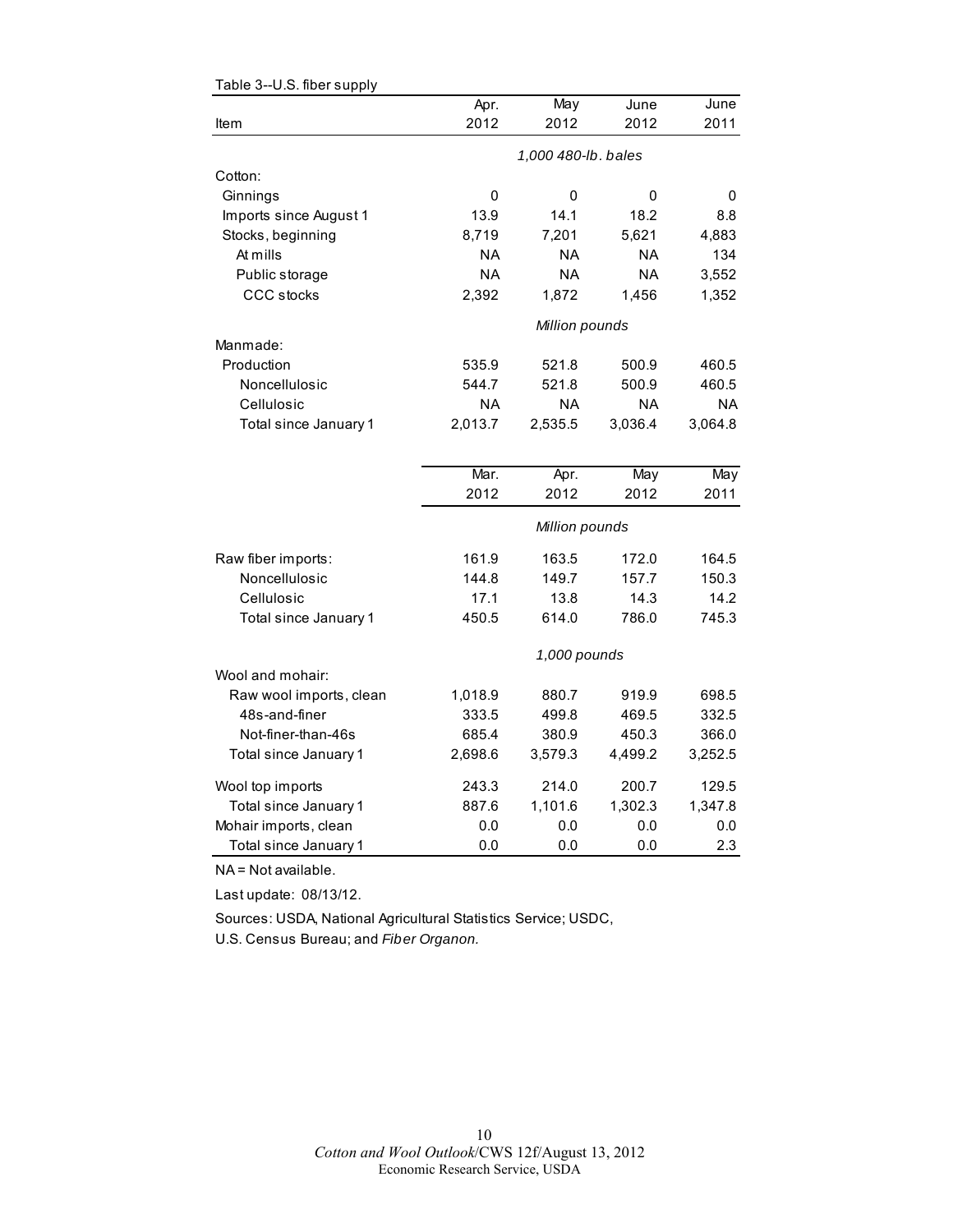Table 3--U.S. fiber supply

| Item | Apr. 2012 | May 2012 | June 2012 | June 2011 |
|---|---|---|---|---|
| | *1,000 480-lb. bales* | | | |
| Cotton: | | | | |
| Ginnings | 0 | 0 | 0 | 0 |
| Imports since August 1 | 13.9 | 14.1 | 18.2 | 8.8 |
| Stocks, beginning | 8,719 | 7,201 | 5,621 | 4,883 |
| At mills | NA | NA | NA | 134 |
| Public storage | NA | NA | NA | 3,552 |
| CCC stocks | 2,392 | 1,872 | 1,456 | 1,352 |
| | *Million pounds* | | | |
| Manmade: | | | | |
| Production | 535.9 | 521.8 | 500.9 | 460.5 |
| Noncellulosic | 544.7 | 521.8 | 500.9 | 460.5 |
| Cellulosic | NA | NA | NA | NA |
| Total since January 1 | 2,013.7 | 2,535.5 | 3,036.4 | 3,064.8 |

| Item | Mar. 2012 | Apr. 2012 | May 2012 | May 2011 |
|---|---|---|---|---|
| | *Million pounds* | | | |
| Raw fiber imports: | 161.9 | 163.5 | 172.0 | 164.5 |
| Noncellulosic | 144.8 | 149.7 | 157.7 | 150.3 |
| Cellulosic | 17.1 | 13.8 | 14.3 | 14.2 |
| Total since January 1 | 450.5 | 614.0 | 786.0 | 745.3 |
| | *1,000 pounds* | | | |
| Wool and mohair: | | | | |
| Raw wool imports, clean | 1,018.9 | 880.7 | 919.9 | 698.5 |
| 48s-and-finer | 333.5 | 499.8 | 469.5 | 332.5 |
| Not-finer-than-46s | 685.4 | 380.9 | 450.3 | 366.0 |
| Total since January 1 | 2,698.6 | 3,579.3 | 4,499.2 | 3,252.5 |
| Wool top imports | 243.3 | 214.0 | 200.7 | 129.5 |
| Total since January 1 | 887.6 | 1,101.6 | 1,302.3 | 1,347.8 |
| Mohair imports, clean | 0.0 | 0.0 | 0.0 | 0.0 |
| Total since January 1 | 0.0 | 0.0 | 0.0 | 2.3 |

NA = Not available.

Last update: 08/13/12.

Sources: USDA, National Agricultural Statistics Service; USDC, U.S. Census Bureau; and *Fiber Organon.*

*Cotton and Wool Outlook*/CWS 12f/August 13, 2012
Economic Research Service, USDA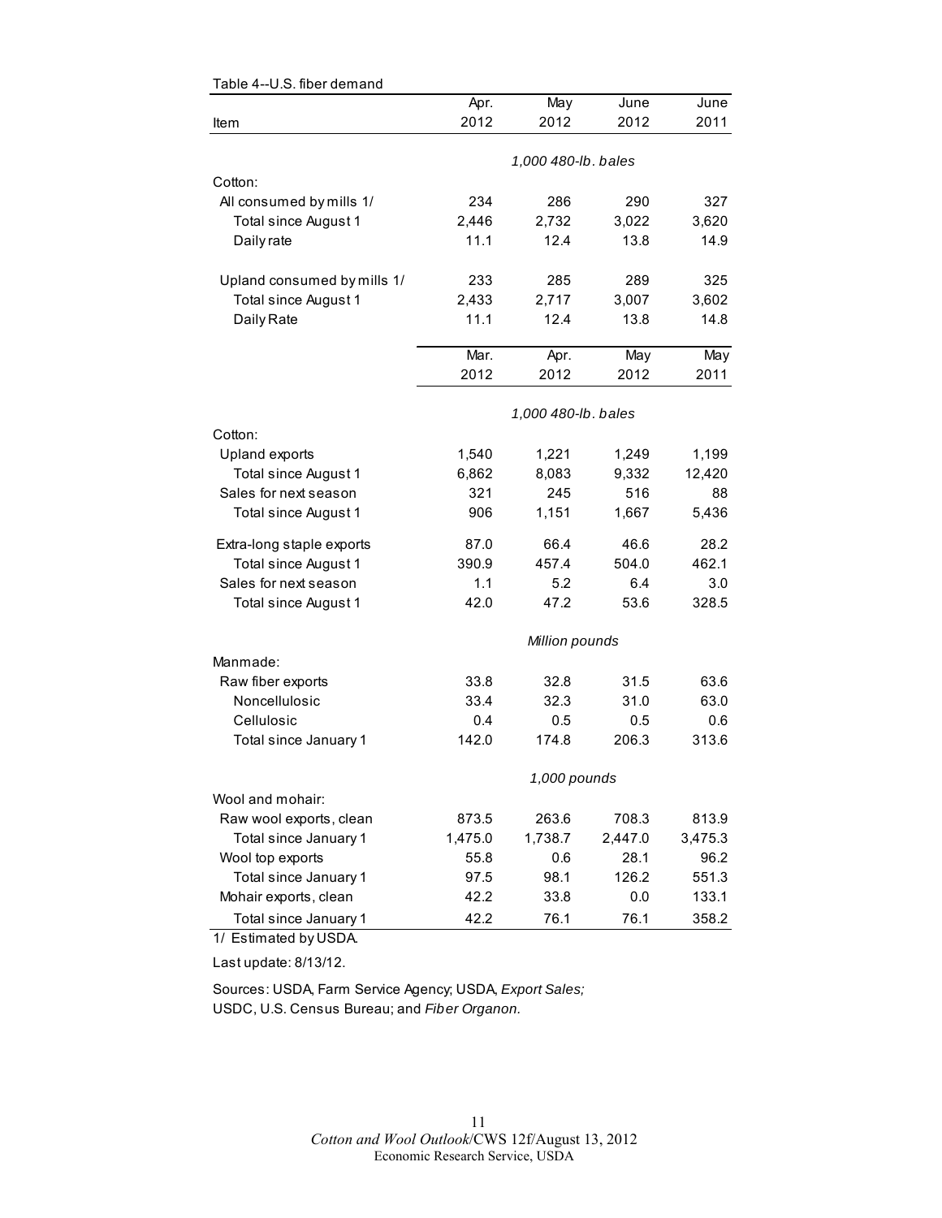Table 4--U.S. fiber demand

| Item | Apr. 2012 | May 2012 | June 2012 | June 2011 |
|---|---|---|---|---|
| | *1,000 480-lb. bales* | | | |
| Cotton: | | | | |
| All consumed by mills 1/ | 234 | 286 | 290 | 327 |
| Total since August 1 | 2,446 | 2,732 | 3,022 | 3,620 |
| Daily rate | 11.1 | 12.4 | 13.8 | 14.9 |
| Upland consumed by mills 1/ | 233 | 285 | 289 | 325 |
| Total since August 1 | 2,433 | 2,717 | 3,007 | 3,602 |
| Daily Rate | 11.1 | 12.4 | 13.8 | 14.8 |
| | **Mar. 2012** | **Apr. 2012** | **May 2012** | **May 2011** |
| | *1,000 480-lb. bales* | | | |
| Cotton: | | | | |
| Upland exports | 1,540 | 1,221 | 1,249 | 1,199 |
| Total since August 1 | 6,862 | 8,083 | 9,332 | 12,420 |
| Sales for next season | 321 | 245 | 516 | 88 |
| Total since August 1 | 906 | 1,151 | 1,667 | 5,436 |
| Extra-long staple exports | 87.0 | 66.4 | 46.6 | 28.2 |
| Total since August 1 | 390.9 | 457.4 | 504.0 | 462.1 |
| Sales for next season | 1.1 | 5.2 | 6.4 | 3.0 |
| Total since August 1 | 42.0 | 47.2 | 53.6 | 328.5 |
| | *Million pounds* | | | |
| Manmade: | | | | |
| Raw fiber exports | 33.8 | 32.8 | 31.5 | 63.6 |
| Noncellulosic | 33.4 | 32.3 | 31.0 | 63.0 |
| Cellulosic | 0.4 | 0.5 | 0.5 | 0.6 |
| Total since January 1 | 142.0 | 174.8 | 206.3 | 313.6 |
| | *1,000 pounds* | | | |
| Wool and mohair: | | | | |
| Raw wool exports, clean | 873.5 | 263.6 | 708.3 | 813.9 |
| Total since January 1 | 1,475.0 | 1,738.7 | 2,447.0 | 3,475.3 |
| Wool top exports | 55.8 | 0.6 | 28.1 | 96.2 |
| Total since January 1 | 97.5 | 98.1 | 126.2 | 551.3 |
| Mohair exports, clean | 42.2 | 33.8 | 0.0 | 133.1 |
| Total since January 1 | 42.2 | 76.1 | 76.1 | 358.2 |

1/ Estimated by USDA.

Last update: 8/13/12.

Sources: USDA, Farm Service Agency; USDA, *Export Sales;*
USDC, U.S. Census Bureau; and *Fiber Organon.*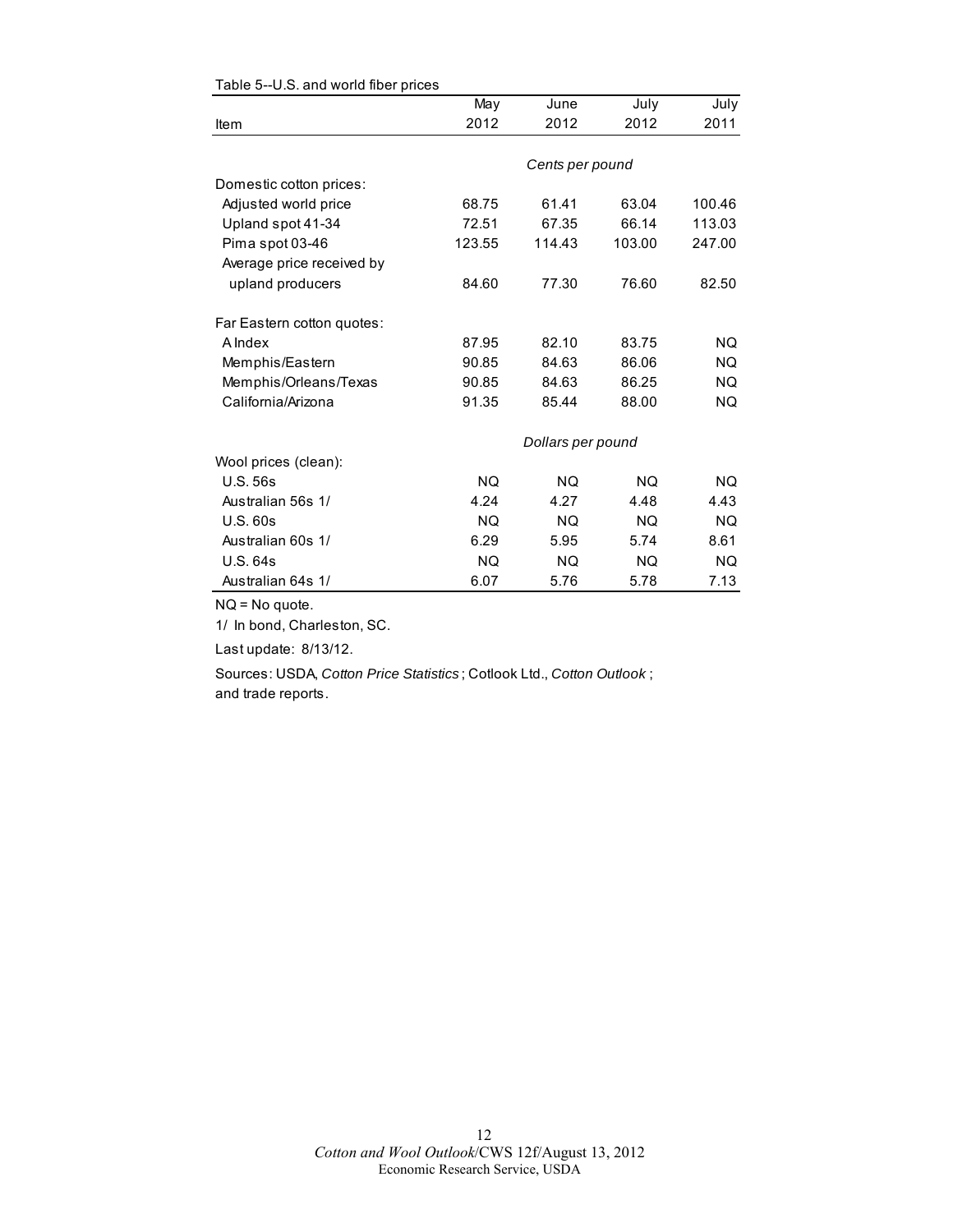Table 5--U.S. and world fiber prices

| Item | May 2012 | June 2012 | July 2012 | July 2011 |
|---|---|---|---|---|
| | *Cents per pound* | | | |
| Domestic cotton prices: | | | | |
| Adjusted world price | 68.75 | 61.41 | 63.04 | 100.46 |
| Upland spot 41-34 | 72.51 | 67.35 | 66.14 | 113.03 |
| Pima spot 03-46 | 123.55 | 114.43 | 103.00 | 247.00 |
| Average price received by upland producers | 84.60 | 77.30 | 76.60 | 82.50 |
| Far Eastern cotton quotes: | | | | |
| A Index | 87.95 | 82.10 | 83.75 | NQ |
| Memphis/Eastern | 90.85 | 84.63 | 86.06 | NQ |
| Memphis/Orleans/Texas | 90.85 | 84.63 | 86.25 | NQ |
| California/Arizona | 91.35 | 85.44 | 88.00 | NQ |
| | *Dollars per pound* | | | |
| Wool prices (clean): | | | | |
| U.S. 56s | NQ | NQ | NQ | NQ |
| Australian 56s 1/ | 4.24 | 4.27 | 4.48 | 4.43 |
| U.S. 60s | NQ | NQ | NQ | NQ |
| Australian 60s 1/ | 6.29 | 5.95 | 5.74 | 8.61 |
| U.S. 64s | NQ | NQ | NQ | NQ |
| Australian 64s 1/ | 6.07 | 5.76 | 5.78 | 7.13 |

NQ = No quote.

1/ In bond, Charleston, SC.

Last update: 8/13/12.

Sources: USDA, *Cotton Price Statistics*; Cotlook Ltd., *Cotton Outlook*; and trade reports.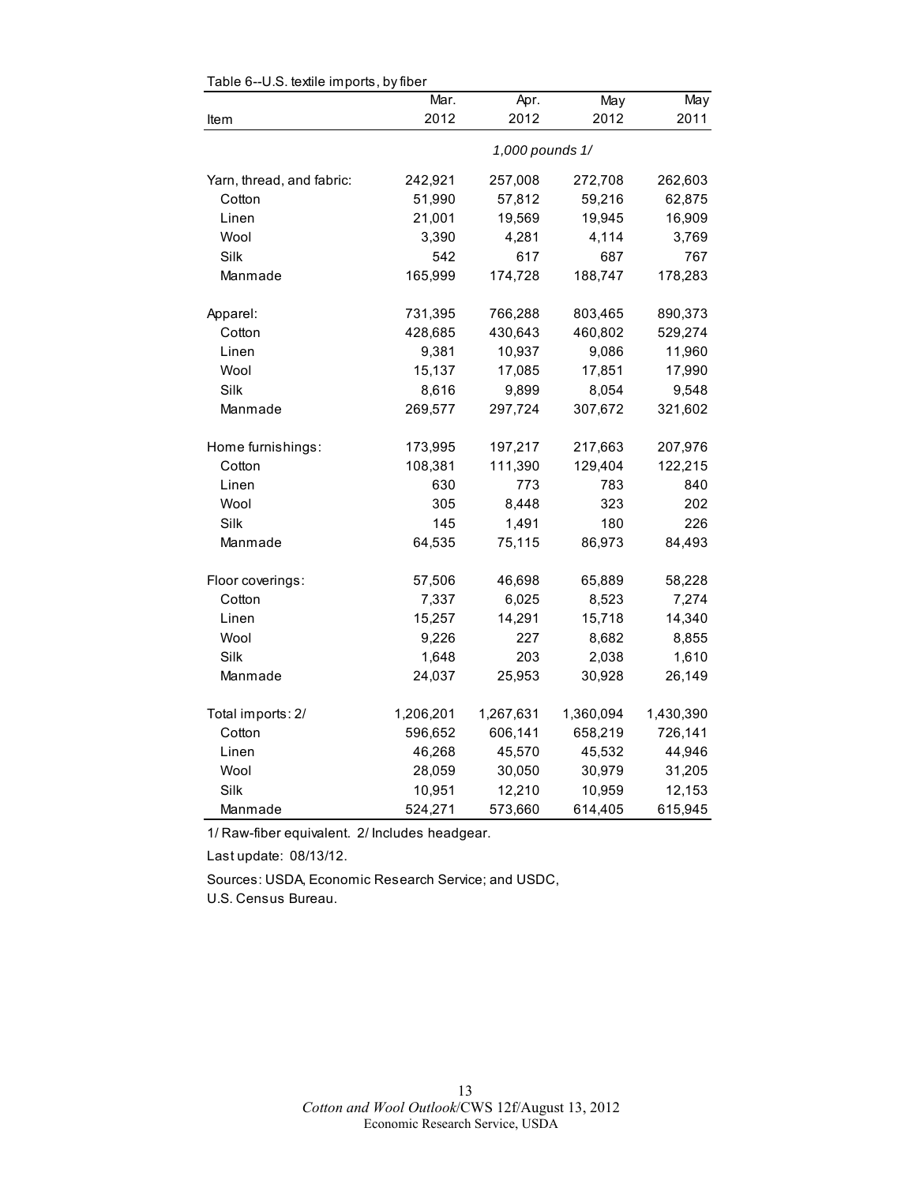Table 6--U.S. textile imports, by fiber

| Item | Mar. 2012 | Apr. 2012 | May 2012 | May 2011 |
|---|---|---|---|---|
| | | *1,000 pounds 1/* | | |
| Yarn, thread, and fabric: | 242,921 | 257,008 | 272,708 | 262,603 |
| Cotton | 51,990 | 57,812 | 59,216 | 62,875 |
| Linen | 21,001 | 19,569 | 19,945 | 16,909 |
| Wool | 3,390 | 4,281 | 4,114 | 3,769 |
| Silk | 542 | 617 | 687 | 767 |
| Manmade | 165,999 | 174,728 | 188,747 | 178,283 |
| Apparel: | 731,395 | 766,288 | 803,465 | 890,373 |
| Cotton | 428,685 | 430,643 | 460,802 | 529,274 |
| Linen | 9,381 | 10,937 | 9,086 | 11,960 |
| Wool | 15,137 | 17,085 | 17,851 | 17,990 |
| Silk | 8,616 | 9,899 | 8,054 | 9,548 |
| Manmade | 269,577 | 297,724 | 307,672 | 321,602 |
| Home furnishings: | 173,995 | 197,217 | 217,663 | 207,976 |
| Cotton | 108,381 | 111,390 | 129,404 | 122,215 |
| Linen | 630 | 773 | 783 | 840 |
| Wool | 305 | 8,448 | 323 | 202 |
| Silk | 145 | 1,491 | 180 | 226 |
| Manmade | 64,535 | 75,115 | 86,973 | 84,493 |
| Floor coverings: | 57,506 | 46,698 | 65,889 | 58,228 |
| Cotton | 7,337 | 6,025 | 8,523 | 7,274 |
| Linen | 15,257 | 14,291 | 15,718 | 14,340 |
| Wool | 9,226 | 227 | 8,682 | 8,855 |
| Silk | 1,648 | 203 | 2,038 | 1,610 |
| Manmade | 24,037 | 25,953 | 30,928 | 26,149 |
| Total imports: 2/ | 1,206,201 | 1,267,631 | 1,360,094 | 1,430,390 |
| Cotton | 596,652 | 606,141 | 658,219 | 726,141 |
| Linen | 46,268 | 45,570 | 45,532 | 44,946 |
| Wool | 28,059 | 30,050 | 30,979 | 31,205 |
| Silk | 10,951 | 12,210 | 10,959 | 12,153 |
| Manmade | 524,271 | 573,660 | 614,405 | 615,945 |

1/ Raw-fiber equivalent. 2/ Includes headgear.

Last update: 08/13/12.

Sources: USDA, Economic Research Service; and USDC, U.S. Census Bureau.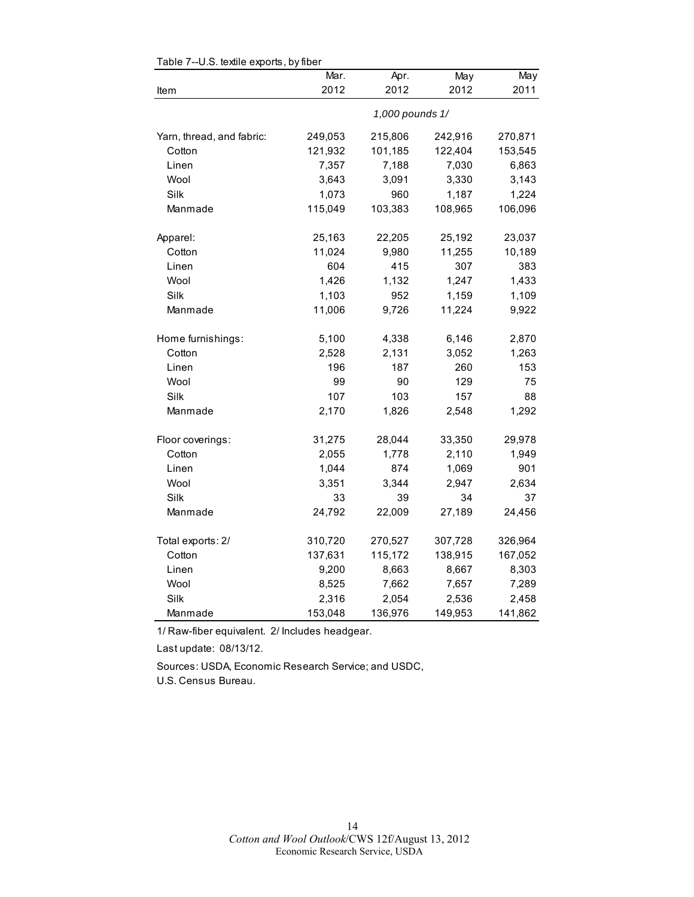Table 7--U.S. textile exports, by fiber

| Item | Mar. 2012 | Apr. 2012 | May 2012 | May 2011 |
|---|---|---|---|---|
| | *1,000 pounds 1/* | | | |
| Yarn, thread, and fabric: | 249,053 | 215,806 | 242,916 | 270,871 |
| Cotton | 121,932 | 101,185 | 122,404 | 153,545 |
| Linen | 7,357 | 7,188 | 7,030 | 6,863 |
| Wool | 3,643 | 3,091 | 3,330 | 3,143 |
| Silk | 1,073 | 960 | 1,187 | 1,224 |
| Manmade | 115,049 | 103,383 | 108,965 | 106,096 |
| Apparel: | 25,163 | 22,205 | 25,192 | 23,037 |
| Cotton | 11,024 | 9,980 | 11,255 | 10,189 |
| Linen | 604 | 415 | 307 | 383 |
| Wool | 1,426 | 1,132 | 1,247 | 1,433 |
| Silk | 1,103 | 952 | 1,159 | 1,109 |
| Manmade | 11,006 | 9,726 | 11,224 | 9,922 |
| Home furnishings: | 5,100 | 4,338 | 6,146 | 2,870 |
| Cotton | 2,528 | 2,131 | 3,052 | 1,263 |
| Linen | 196 | 187 | 260 | 153 |
| Wool | 99 | 90 | 129 | 75 |
| Silk | 107 | 103 | 157 | 88 |
| Manmade | 2,170 | 1,826 | 2,548 | 1,292 |
| Floor coverings: | 31,275 | 28,044 | 33,350 | 29,978 |
| Cotton | 2,055 | 1,778 | 2,110 | 1,949 |
| Linen | 1,044 | 874 | 1,069 | 901 |
| Wool | 3,351 | 3,344 | 2,947 | 2,634 |
| Silk | 33 | 39 | 34 | 37 |
| Manmade | 24,792 | 22,009 | 27,189 | 24,456 |
| Total exports: 2/ | 310,720 | 270,527 | 307,728 | 326,964 |
| Cotton | 137,631 | 115,172 | 138,915 | 167,052 |
| Linen | 9,200 | 8,663 | 8,667 | 8,303 |
| Wool | 8,525 | 7,662 | 7,657 | 7,289 |
| Silk | 2,316 | 2,054 | 2,536 | 2,458 |
| Manmade | 153,048 | 136,976 | 149,953 | 141,862 |

1/ Raw-fiber equivalent. 2/ Includes headgear.

Last update: 08/13/12.

Sources: USDA, Economic Research Service; and USDC, U.S. Census Bureau.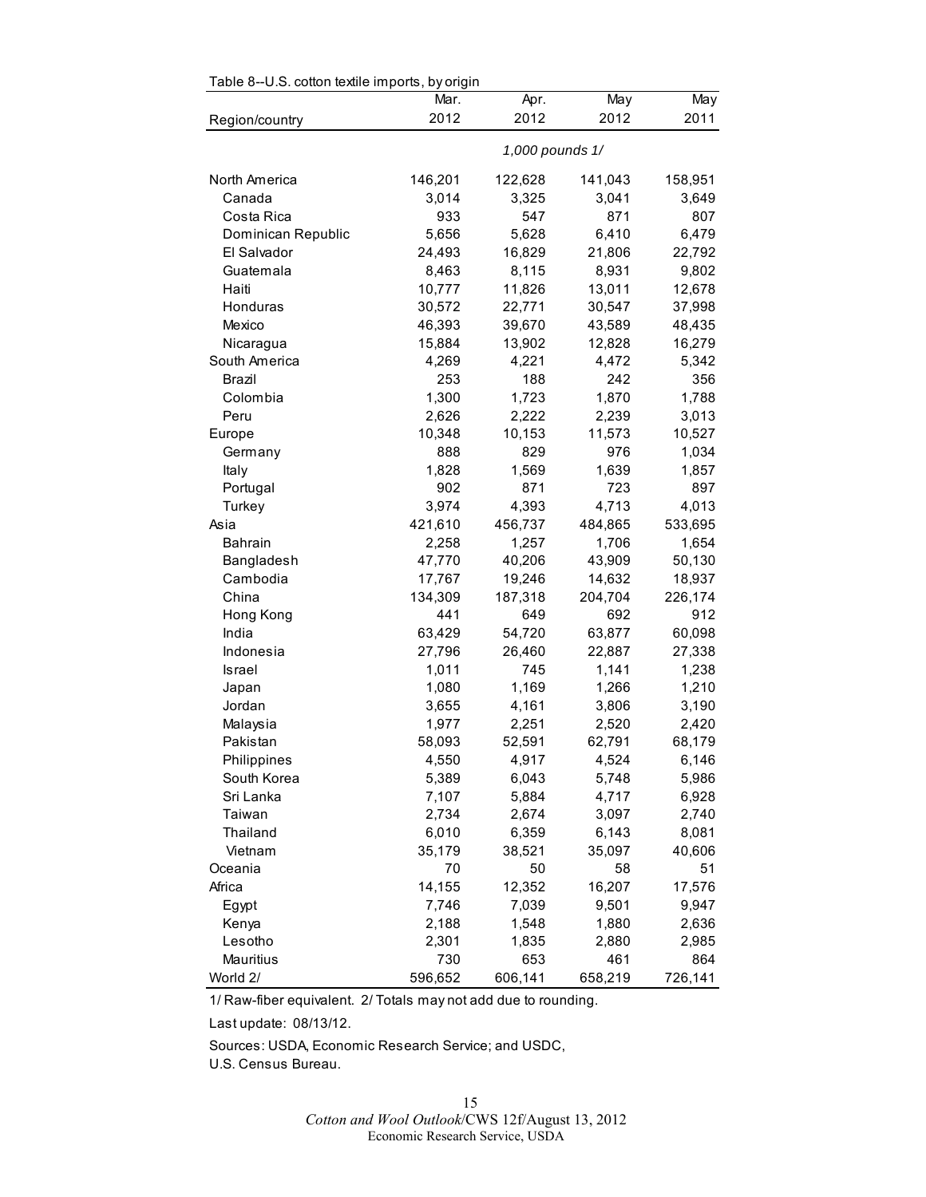Table 8--U.S. cotton textile imports, by origin

| Region/country | Mar. 2012 | Apr. 2012 | May 2012 | May 2011 |
|---|---|---|---|---|
| | 1,000 pounds 1/ | | | |
| North America | 146,201 | 122,628 | 141,043 | 158,951 |
| Canada | 3,014 | 3,325 | 3,041 | 3,649 |
| Costa Rica | 933 | 547 | 871 | 807 |
| Dominican Republic | 5,656 | 5,628 | 6,410 | 6,479 |
| El Salvador | 24,493 | 16,829 | 21,806 | 22,792 |
| Guatemala | 8,463 | 8,115 | 8,931 | 9,802 |
| Haiti | 10,777 | 11,826 | 13,011 | 12,678 |
| Honduras | 30,572 | 22,771 | 30,547 | 37,998 |
| Mexico | 46,393 | 39,670 | 43,589 | 48,435 |
| Nicaragua | 15,884 | 13,902 | 12,828 | 16,279 |
| South America | 4,269 | 4,221 | 4,472 | 5,342 |
| Brazil | 253 | 188 | 242 | 356 |
| Colombia | 1,300 | 1,723 | 1,870 | 1,788 |
| Peru | 2,626 | 2,222 | 2,239 | 3,013 |
| Europe | 10,348 | 10,153 | 11,573 | 10,527 |
| Germany | 888 | 829 | 976 | 1,034 |
| Italy | 1,828 | 1,569 | 1,639 | 1,857 |
| Portugal | 902 | 871 | 723 | 897 |
| Turkey | 3,974 | 4,393 | 4,713 | 4,013 |
| Asia | 421,610 | 456,737 | 484,865 | 533,695 |
| Bahrain | 2,258 | 1,257 | 1,706 | 1,654 |
| Bangladesh | 47,770 | 40,206 | 43,909 | 50,130 |
| Cambodia | 17,767 | 19,246 | 14,632 | 18,937 |
| China | 134,309 | 187,318 | 204,704 | 226,174 |
| Hong Kong | 441 | 649 | 692 | 912 |
| India | 63,429 | 54,720 | 63,877 | 60,098 |
| Indonesia | 27,796 | 26,460 | 22,887 | 27,338 |
| Israel | 1,011 | 745 | 1,141 | 1,238 |
| Japan | 1,080 | 1,169 | 1,266 | 1,210 |
| Jordan | 3,655 | 4,161 | 3,806 | 3,190 |
| Malaysia | 1,977 | 2,251 | 2,520 | 2,420 |
| Pakistan | 58,093 | 52,591 | 62,791 | 68,179 |
| Philippines | 4,550 | 4,917 | 4,524 | 6,146 |
| South Korea | 5,389 | 6,043 | 5,748 | 5,986 |
| Sri Lanka | 7,107 | 5,884 | 4,717 | 6,928 |
| Taiwan | 2,734 | 2,674 | 3,097 | 2,740 |
| Thailand | 6,010 | 6,359 | 6,143 | 8,081 |
| Vietnam | 35,179 | 38,521 | 35,097 | 40,606 |
| Oceania | 70 | 50 | 58 | 51 |
| Africa | 14,155 | 12,352 | 16,207 | 17,576 |
| Egypt | 7,746 | 7,039 | 9,501 | 9,947 |
| Kenya | 2,188 | 1,548 | 1,880 | 2,636 |
| Lesotho | 2,301 | 1,835 | 2,880 | 2,985 |
| Mauritius | 730 | 653 | 461 | 864 |
| World 2/ | 596,652 | 606,141 | 658,219 | 726,141 |

1/ Raw-fiber equivalent. 2/ Totals may not add due to rounding.

Last update: 08/13/12.

Sources: USDA, Economic Research Service; and USDC, U.S. Census Bureau.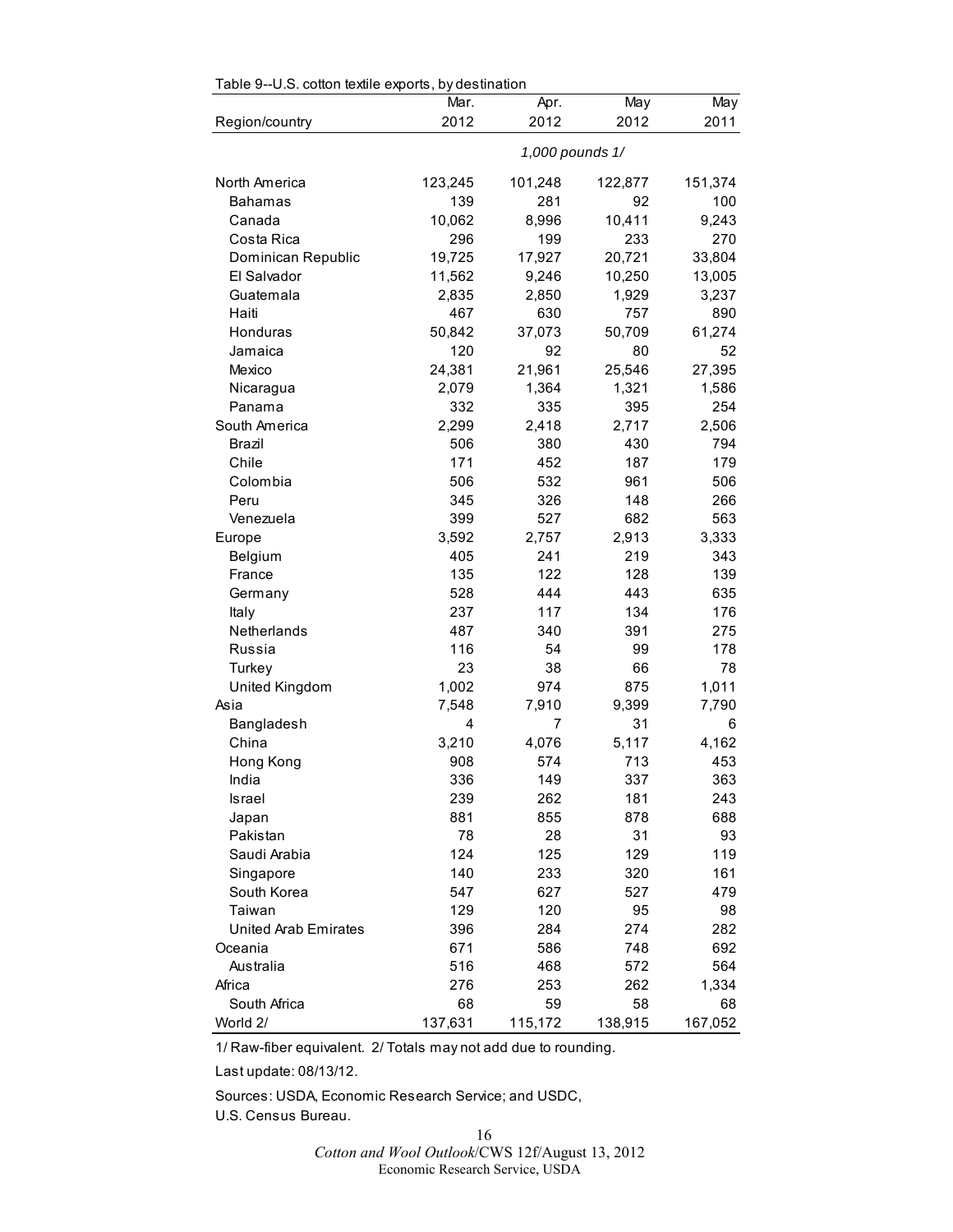Table 9--U.S. cotton textile exports, by destination

| Region/country | Mar. 2012 | Apr. 2012 | May 2012 | May 2011 |
|---|---|---|---|---|
| | *1,000 pounds 1/* | | | |
| North America | 123,245 | 101,248 | 122,877 | 151,374 |
| Bahamas | 139 | 281 | 92 | 100 |
| Canada | 10,062 | 8,996 | 10,411 | 9,243 |
| Costa Rica | 296 | 199 | 233 | 270 |
| Dominican Republic | 19,725 | 17,927 | 20,721 | 33,804 |
| El Salvador | 11,562 | 9,246 | 10,250 | 13,005 |
| Guatemala | 2,835 | 2,850 | 1,929 | 3,237 |
| Haiti | 467 | 630 | 757 | 890 |
| Honduras | 50,842 | 37,073 | 50,709 | 61,274 |
| Jamaica | 120 | 92 | 80 | 52 |
| Mexico | 24,381 | 21,961 | 25,546 | 27,395 |
| Nicaragua | 2,079 | 1,364 | 1,321 | 1,586 |
| Panama | 332 | 335 | 395 | 254 |
| South America | 2,299 | 2,418 | 2,717 | 2,506 |
| Brazil | 506 | 380 | 430 | 794 |
| Chile | 171 | 452 | 187 | 179 |
| Colombia | 506 | 532 | 961 | 506 |
| Peru | 345 | 326 | 148 | 266 |
| Venezuela | 399 | 527 | 682 | 563 |
| Europe | 3,592 | 2,757 | 2,913 | 3,333 |
| Belgium | 405 | 241 | 219 | 343 |
| France | 135 | 122 | 128 | 139 |
| Germany | 528 | 444 | 443 | 635 |
| Italy | 237 | 117 | 134 | 176 |
| Netherlands | 487 | 340 | 391 | 275 |
| Russia | 116 | 54 | 99 | 178 |
| Turkey | 23 | 38 | 66 | 78 |
| United Kingdom | 1,002 | 974 | 875 | 1,011 |
| Asia | 7,548 | 7,910 | 9,399 | 7,790 |
| Bangladesh | 4 | 7 | 31 | 6 |
| China | 3,210 | 4,076 | 5,117 | 4,162 |
| Hong Kong | 908 | 574 | 713 | 453 |
| India | 336 | 149 | 337 | 363 |
| Israel | 239 | 262 | 181 | 243 |
| Japan | 881 | 855 | 878 | 688 |
| Pakistan | 78 | 28 | 31 | 93 |
| Saudi Arabia | 124 | 125 | 129 | 119 |
| Singapore | 140 | 233 | 320 | 161 |
| South Korea | 547 | 627 | 527 | 479 |
| Taiwan | 129 | 120 | 95 | 98 |
| United Arab Emirates | 396 | 284 | 274 | 282 |
| Oceania | 671 | 586 | 748 | 692 |
| Australia | 516 | 468 | 572 | 564 |
| Africa | 276 | 253 | 262 | 1,334 |
| South Africa | 68 | 59 | 58 | 68 |
| World 2/ | 137,631 | 115,172 | 138,915 | 167,052 |

1/ Raw-fiber equivalent. 2/ Totals may not add due to rounding.

Last update: 08/13/12.

Sources: USDA, Economic Research Service; and USDC, U.S. Census Bureau.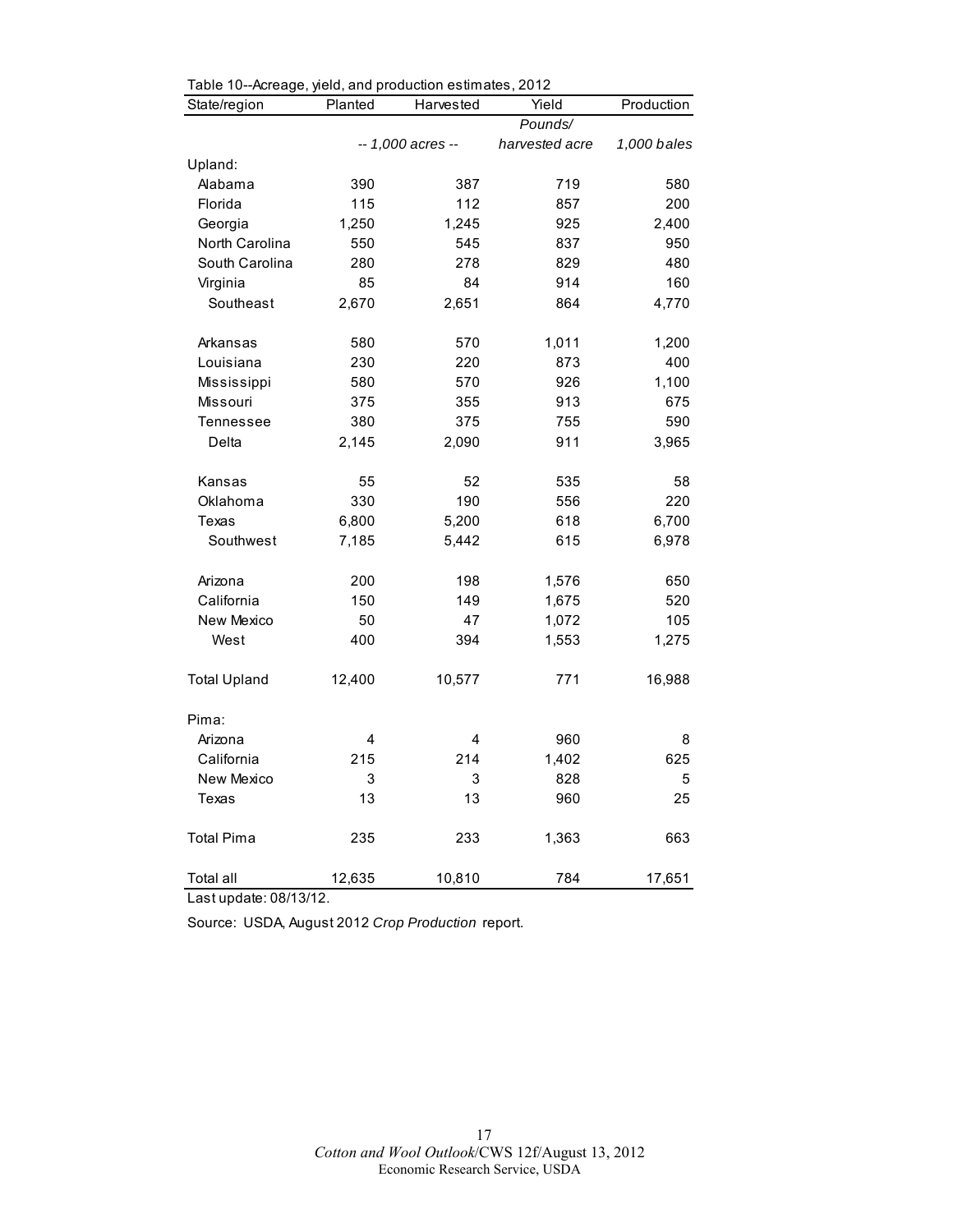Table 10--Acreage, yield, and production estimates, 2012

| State/region | Planted | Harvested | Yield | Production |
|---|---|---|---|---|
| | | | *Pounds/* | |
| | *-- 1,000 acres --* | | *harvested acre* | *1,000 bales* |
| Upland: | | | | |
| Alabama | 390 | 387 | 719 | 580 |
| Florida | 115 | 112 | 857 | 200 |
| Georgia | 1,250 | 1,245 | 925 | 2,400 |
| North Carolina | 550 | 545 | 837 | 950 |
| South Carolina | 280 | 278 | 829 | 480 |
| Virginia | 85 | 84 | 914 | 160 |
| Southeast | 2,670 | 2,651 | 864 | 4,770 |
| | | | | |
| Arkansas | 580 | 570 | 1,011 | 1,200 |
| Louisiana | 230 | 220 | 873 | 400 |
| Mississippi | 580 | 570 | 926 | 1,100 |
| Missouri | 375 | 355 | 913 | 675 |
| Tennessee | 380 | 375 | 755 | 590 |
| Delta | 2,145 | 2,090 | 911 | 3,965 |
| | | | | |
| Kansas | 55 | 52 | 535 | 58 |
| Oklahoma | 330 | 190 | 556 | 220 |
| Texas | 6,800 | 5,200 | 618 | 6,700 |
| Southwest | 7,185 | 5,442 | 615 | 6,978 |
| | | | | |
| Arizona | 200 | 198 | 1,576 | 650 |
| California | 150 | 149 | 1,675 | 520 |
| New Mexico | 50 | 47 | 1,072 | 105 |
| West | 400 | 394 | 1,553 | 1,275 |
| | | | | |
| Total Upland | 12,400 | 10,577 | 771 | 16,988 |
| | | | | |
| Pima: | | | | |
| Arizona | 4 | 4 | 960 | 8 |
| California | 215 | 214 | 1,402 | 625 |
| New Mexico | 3 | 3 | 828 | 5 |
| Texas | 13 | 13 | 960 | 25 |
| | | | | |
| Total Pima | 235 | 233 | 1,363 | 663 |
| | | | | |
| Total all | 12,635 | 10,810 | 784 | 17,651 |

Last update: 08/13/12.

Source: USDA, August 2012 *Crop Production* report.